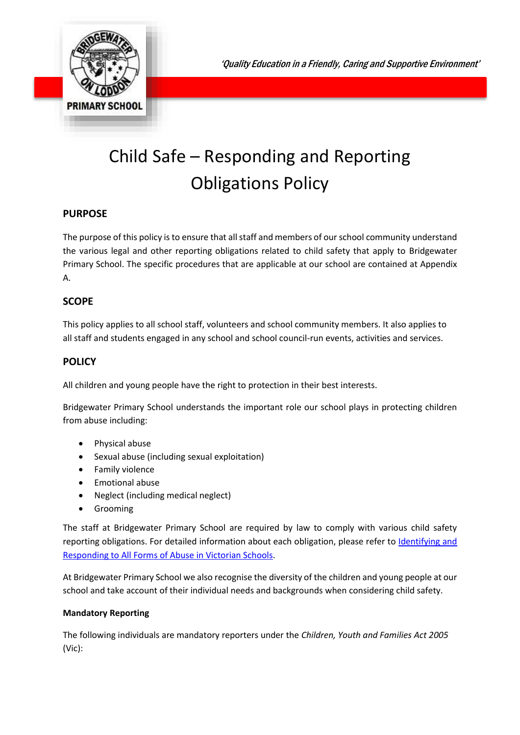'Quality Education in a Friendly, Caring and Supportive Environment'

# Child Safe – Responding and Reporting Obligations Policy

## PURPOSE

The purpose of this policy is to ensure that all staff and members of our school community understand the various legal and other reporting obligations related to child safety that apply to Bridgewater Primary School. The specific procedures that are applicable at our school are contained at Appendix A.

## SCOPE

This policy applies to all school staff, volunteers and school community members. It also applies to all staff and students engaged in any school and school council-run events, activities and services.

## POLICY

All children and young people have the right to protection in their best interests.

Bridgewater Primary School understands the important role our school plays in protecting children from abuse including:

- Physical abuse
- Sexual abuse (including sexual exploitation)
- Family violence
- Emotional abuse
- Neglect (including medical neglect)
- Grooming

The staff at Bridgewater Primary School are required by law to comply with various child safety reporting obligations. For detailed information about each obligation, please refer to [Identifying and Responding to All Forms of Abuse in Victorian Schools].

At Bridgewater Primary School we also recognise the diversity of the children and young people at our school and take account of their individual needs and backgrounds when considering child safety.

### Mandatory Reporting

The following individuals are mandatory reporters under the *Children, Youth and Families Act 2005* (Vic):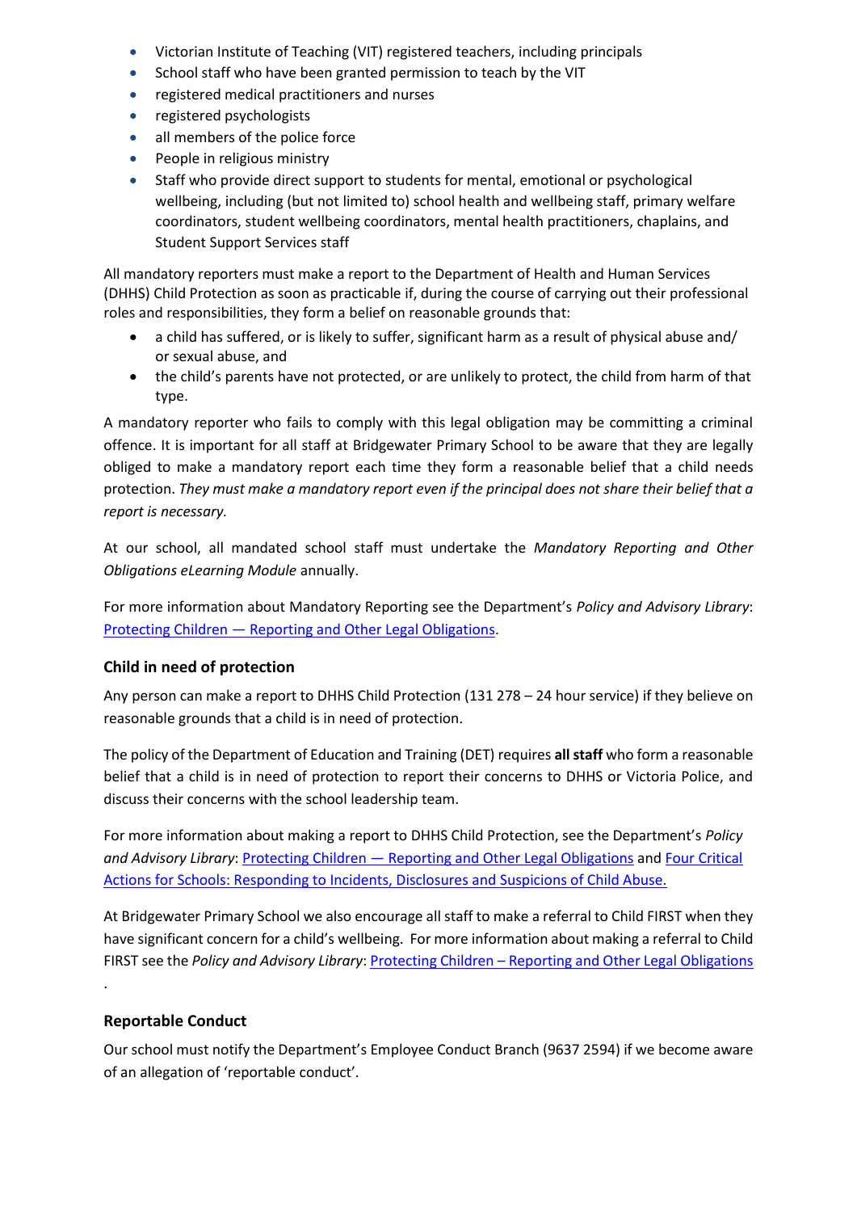- Victorian Institute of Teaching (VIT) registered teachers, including principals
- School staff who have been granted permission to teach by the VIT
- registered medical practitioners and nurses
- registered psychologists
- all members of the police force
- People in religious ministry
- Staff who provide direct support to students for mental, emotional or psychological wellbeing, including (but not limited to) school health and wellbeing staff, primary welfare coordinators, student wellbeing coordinators, mental health practitioners, chaplains, and Student Support Services staff

All mandatory reporters must make a report to the Department of Health and Human Services (DHHS) Child Protection as soon as practicable if, during the course of carrying out their professional roles and responsibilities, they form a belief on reasonable grounds that:

- a child has suffered, or is likely to suffer, significant harm as a result of physical abuse and/ or sexual abuse, and
- the child's parents have not protected, or are unlikely to protect, the child from harm of that type.

A mandatory reporter who fails to comply with this legal obligation may be committing a criminal offence. It is important for all staff at Bridgewater Primary School to be aware that they are legally obliged to make a mandatory report each time they form a reasonable belief that a child needs protection. *They must make a mandatory report even if the principal does not share their belief that a report is necessary.*

At our school, all mandated school staff must undertake the *Mandatory Reporting and Other Obligations eLearning Module* annually.

For more information about Mandatory Reporting see the Department's *Policy and Advisory Library*: Protecting Children — Reporting and Other Legal Obligations.

### Child in need of protection

Any person can make a report to DHHS Child Protection (131 278 – 24 hour service) if they believe on reasonable grounds that a child is in need of protection.

The policy of the Department of Education and Training (DET) requires **all staff** who form a reasonable belief that a child is in need of protection to report their concerns to DHHS or Victoria Police, and discuss their concerns with the school leadership team.

For more information about making a report to DHHS Child Protection, see the Department's *Policy and Advisory Library*: Protecting Children — Reporting and Other Legal Obligations and Four Critical Actions for Schools: Responding to Incidents, Disclosures and Suspicions of Child Abuse.

At Bridgewater Primary School we also encourage all staff to make a referral to Child FIRST when they have significant concern for a child's wellbeing. For more information about making a referral to Child FIRST see the *Policy and Advisory Library*: Protecting Children – Reporting and Other Legal Obligations.

### Reportable Conduct

Our school must notify the Department's Employee Conduct Branch (9637 2594) if we become aware of an allegation of 'reportable conduct'.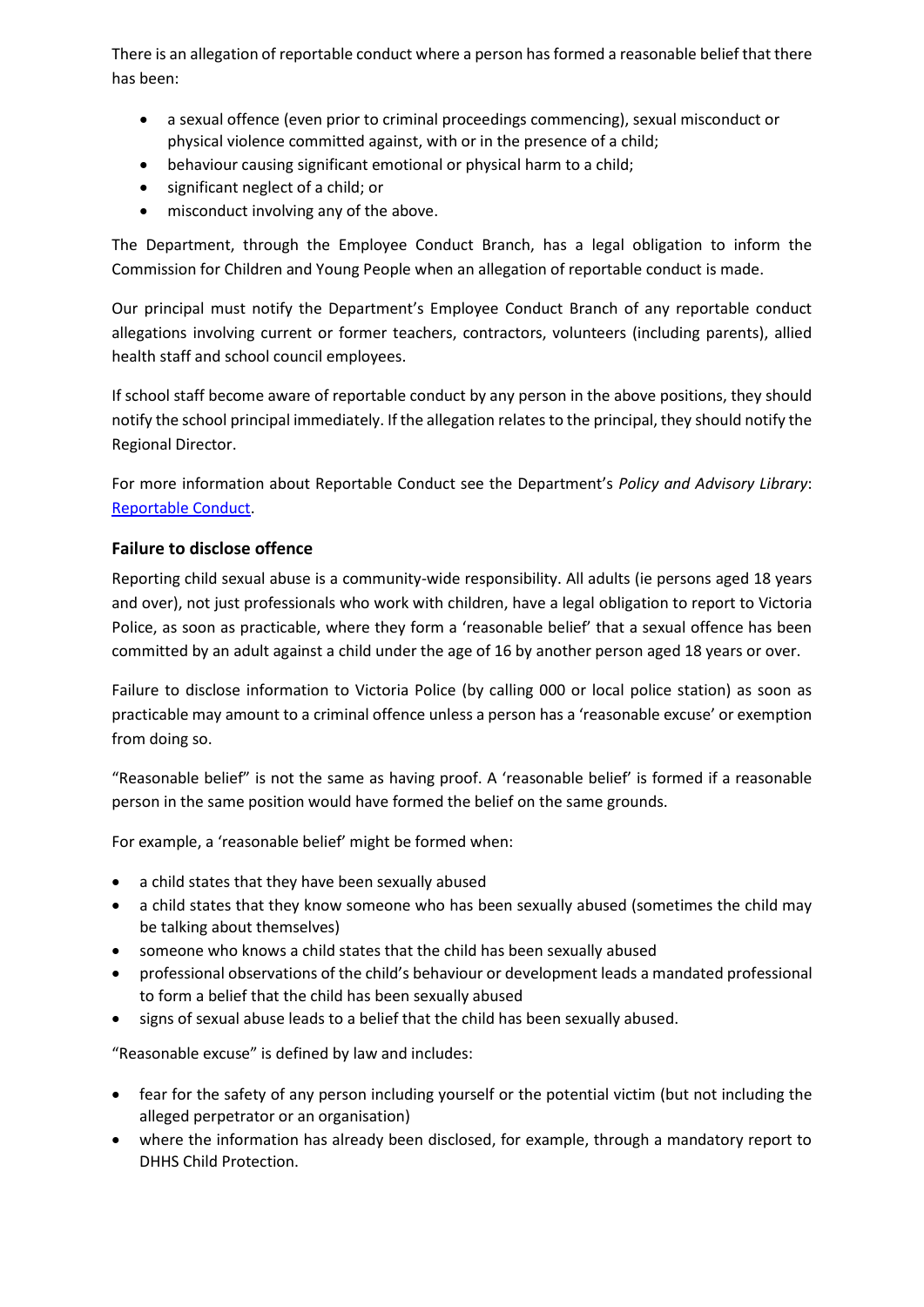There is an allegation of reportable conduct where a person has formed a reasonable belief that there has been:

- a sexual offence (even prior to criminal proceedings commencing), sexual misconduct or physical violence committed against, with or in the presence of a child;
- behaviour causing significant emotional or physical harm to a child;
- significant neglect of a child; or
- misconduct involving any of the above.

The Department, through the Employee Conduct Branch, has a legal obligation to inform the Commission for Children and Young People when an allegation of reportable conduct is made.

Our principal must notify the Department's Employee Conduct Branch of any reportable conduct allegations involving current or former teachers, contractors, volunteers (including parents), allied health staff and school council employees.

If school staff become aware of reportable conduct by any person in the above positions, they should notify the school principal immediately. If the allegation relates to the principal, they should notify the Regional Director.

For more information about Reportable Conduct see the Department's *Policy and Advisory Library*: Reportable Conduct.

### Failure to disclose offence

Reporting child sexual abuse is a community-wide responsibility. All adults (ie persons aged 18 years and over), not just professionals who work with children, have a legal obligation to report to Victoria Police, as soon as practicable, where they form a 'reasonable belief' that a sexual offence has been committed by an adult against a child under the age of 16 by another person aged 18 years or over.

Failure to disclose information to Victoria Police (by calling 000 or local police station) as soon as practicable may amount to a criminal offence unless a person has a 'reasonable excuse' or exemption from doing so.

"Reasonable belief" is not the same as having proof. A 'reasonable belief' is formed if a reasonable person in the same position would have formed the belief on the same grounds.

For example, a 'reasonable belief' might be formed when:

- a child states that they have been sexually abused
- a child states that they know someone who has been sexually abused (sometimes the child may be talking about themselves)
- someone who knows a child states that the child has been sexually abused
- professional observations of the child's behaviour or development leads a mandated professional to form a belief that the child has been sexually abused
- signs of sexual abuse leads to a belief that the child has been sexually abused.

"Reasonable excuse" is defined by law and includes:

- fear for the safety of any person including yourself or the potential victim (but not including the alleged perpetrator or an organisation)
- where the information has already been disclosed, for example, through a mandatory report to DHHS Child Protection.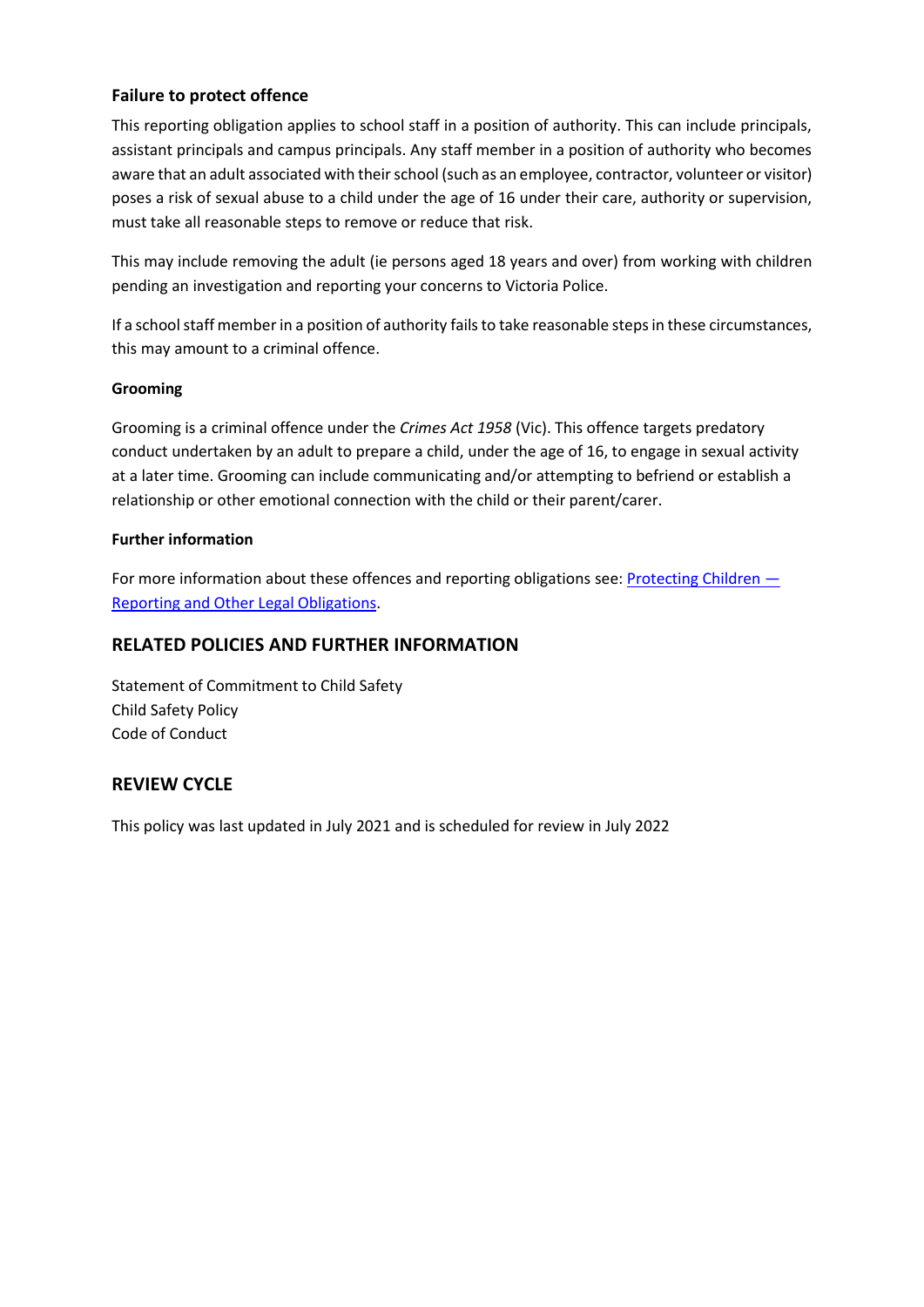### Failure to protect offence

This reporting obligation applies to school staff in a position of authority. This can include principals, assistant principals and campus principals. Any staff member in a position of authority who becomes aware that an adult associated with their school (such as an employee, contractor, volunteer or visitor) poses a risk of sexual abuse to a child under the age of 16 under their care, authority or supervision, must take all reasonable steps to remove or reduce that risk.

This may include removing the adult (ie persons aged 18 years and over) from working with children pending an investigation and reporting your concerns to Victoria Police.

If a school staff member in a position of authority fails to take reasonable steps in these circumstances, this may amount to a criminal offence.

#### Grooming

Grooming is a criminal offence under the *Crimes Act 1958* (Vic). This offence targets predatory conduct undertaken by an adult to prepare a child, under the age of 16, to engage in sexual activity at a later time. Grooming can include communicating and/or attempting to befriend or establish a relationship or other emotional connection with the child or their parent/carer.

#### Further information

For more information about these offences and reporting obligations see: [Protecting Children — Reporting and Other Legal Obligations].

## RELATED POLICIES AND FURTHER INFORMATION

Statement of Commitment to Child Safety
Child Safety Policy
Code of Conduct

## REVIEW CYCLE

This policy was last updated in July 2021 and is scheduled for review in July 2022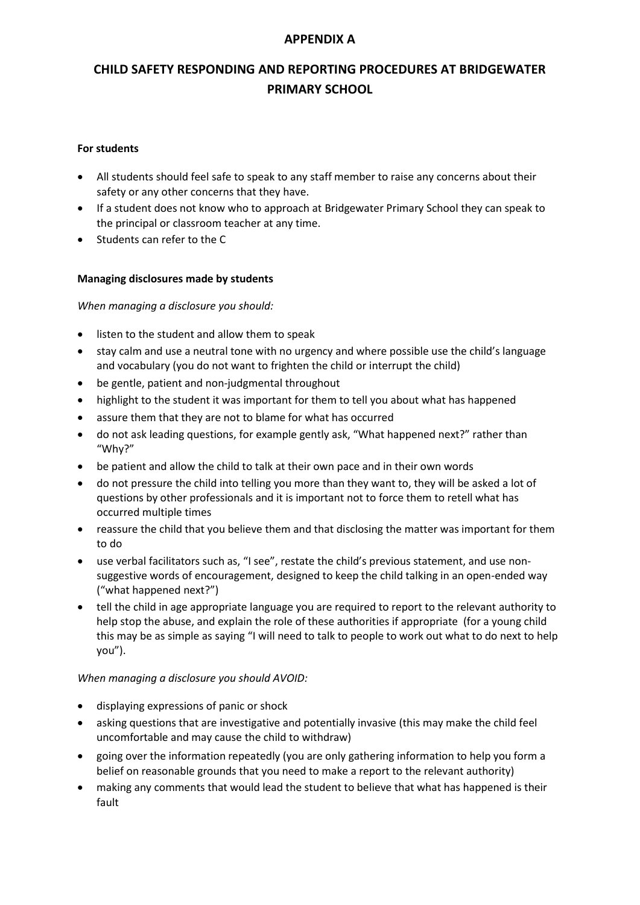## APPENDIX A

## CHILD SAFETY RESPONDING AND REPORTING PROCEDURES AT BRIDGEWATER PRIMARY SCHOOL

**For students**

- All students should feel safe to speak to any staff member to raise any concerns about their safety or any other concerns that they have.
- If a student does not know who to approach at Bridgewater Primary School they can speak to the principal or classroom teacher at any time.
- Students can refer to the C

**Managing disclosures made by students**

*When managing a disclosure you should:*

- listen to the student and allow them to speak
- stay calm and use a neutral tone with no urgency and where possible use the child's language and vocabulary (you do not want to frighten the child or interrupt the child)
- be gentle, patient and non-judgmental throughout
- highlight to the student it was important for them to tell you about what has happened
- assure them that they are not to blame for what has occurred
- do not ask leading questions, for example gently ask, "What happened next?" rather than "Why?"
- be patient and allow the child to talk at their own pace and in their own words
- do not pressure the child into telling you more than they want to, they will be asked a lot of questions by other professionals and it is important not to force them to retell what has occurred multiple times
- reassure the child that you believe them and that disclosing the matter was important for them to do
- use verbal facilitators such as, "I see", restate the child's previous statement, and use non-suggestive words of encouragement, designed to keep the child talking in an open-ended way ("what happened next?")
- tell the child in age appropriate language you are required to report to the relevant authority to help stop the abuse, and explain the role of these authorities if appropriate (for a young child this may be as simple as saying "I will need to talk to people to work out what to do next to help you").

*When managing a disclosure you should AVOID:*

- displaying expressions of panic or shock
- asking questions that are investigative and potentially invasive (this may make the child feel uncomfortable and may cause the child to withdraw)
- going over the information repeatedly (you are only gathering information to help you form a belief on reasonable grounds that you need to make a report to the relevant authority)
- making any comments that would lead the student to believe that what has happened is their fault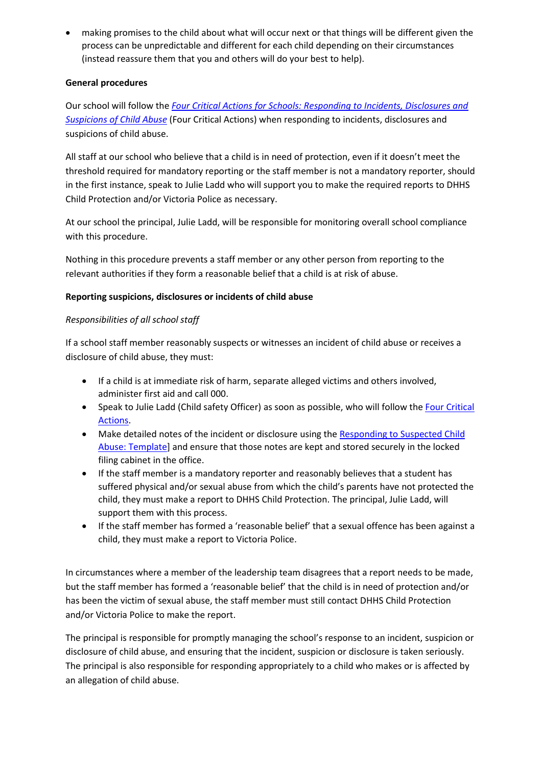- making promises to the child about what will occur next or that things will be different given the process can be unpredictable and different for each child depending on their circumstances (instead reassure them that you and others will do your best to help).

**General procedures**

Our school will follow the *Four Critical Actions for Schools: Responding to Incidents, Disclosures and Suspicions of Child Abuse* (Four Critical Actions) when responding to incidents, disclosures and suspicions of child abuse.

All staff at our school who believe that a child is in need of protection, even if it doesn't meet the threshold required for mandatory reporting or the staff member is not a mandatory reporter, should in the first instance, speak to Julie Ladd who will support you to make the required reports to DHHS Child Protection and/or Victoria Police as necessary.

At our school the principal, Julie Ladd, will be responsible for monitoring overall school compliance with this procedure.

Nothing in this procedure prevents a staff member or any other person from reporting to the relevant authorities if they form a reasonable belief that a child is at risk of abuse.

**Reporting suspicions, disclosures or incidents of child abuse**

*Responsibilities of all school staff*

If a school staff member reasonably suspects or witnesses an incident of child abuse or receives a disclosure of child abuse, they must:

- If a child is at immediate risk of harm, separate alleged victims and others involved, administer first aid and call 000.
- Speak to Julie Ladd (Child safety Officer) as soon as possible, who will follow the Four Critical Actions.
- Make detailed notes of the incident or disclosure using the Responding to Suspected Child Abuse: Template] and ensure that those notes are kept and stored securely in the locked filing cabinet in the office.
- If the staff member is a mandatory reporter and reasonably believes that a student has suffered physical and/or sexual abuse from which the child's parents have not protected the child, they must make a report to DHHS Child Protection. The principal, Julie Ladd, will support them with this process.
- If the staff member has formed a 'reasonable belief' that a sexual offence has been against a child, they must make a report to Victoria Police.

In circumstances where a member of the leadership team disagrees that a report needs to be made, but the staff member has formed a 'reasonable belief' that the child is in need of protection and/or has been the victim of sexual abuse, the staff member must still contact DHHS Child Protection and/or Victoria Police to make the report.

The principal is responsible for promptly managing the school's response to an incident, suspicion or disclosure of child abuse, and ensuring that the incident, suspicion or disclosure is taken seriously. The principal is also responsible for responding appropriately to a child who makes or is affected by an allegation of child abuse.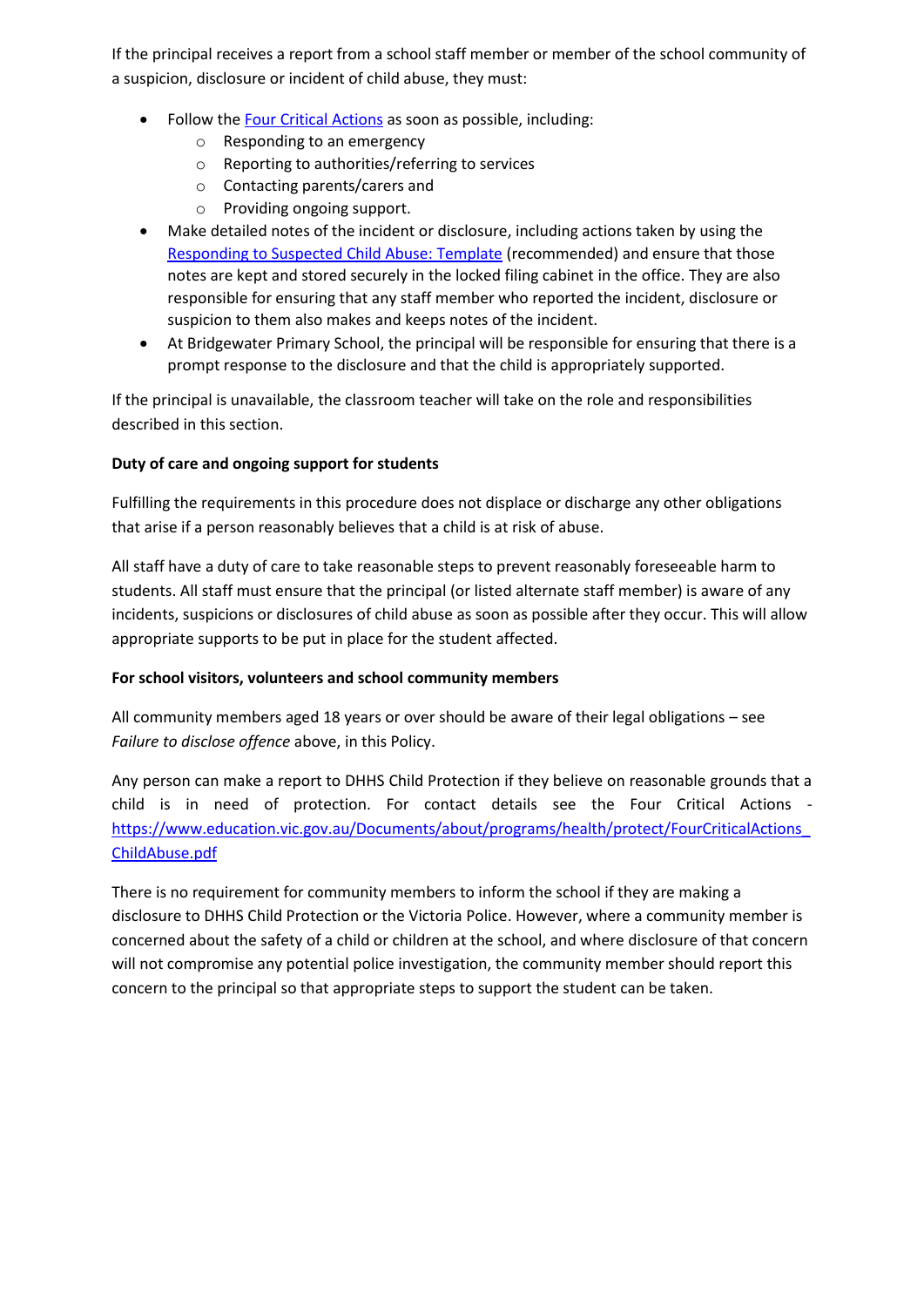If the principal receives a report from a school staff member or member of the school community of a suspicion, disclosure or incident of child abuse, they must:

- Follow the [Four Critical Actions](https://www.education.vic.gov.au/Documents/about/programs/health/protect/FourCriticalActions_ChildAbuse.pdf) as soon as possible, including:
  - Responding to an emergency
  - Reporting to authorities/referring to services
  - Contacting parents/carers and
  - Providing ongoing support.
- Make detailed notes of the incident or disclosure, including actions taken by using the Responding to Suspected Child Abuse: Template (recommended) and ensure that those notes are kept and stored securely in the locked filing cabinet in the office. They are also responsible for ensuring that any staff member who reported the incident, disclosure or suspicion to them also makes and keeps notes of the incident.
- At Bridgewater Primary School, the principal will be responsible for ensuring that there is a prompt response to the disclosure and that the child is appropriately supported.

If the principal is unavailable, the classroom teacher will take on the role and responsibilities described in this section.

**Duty of care and ongoing support for students**

Fulfilling the requirements in this procedure does not displace or discharge any other obligations that arise if a person reasonably believes that a child is at risk of abuse.

All staff have a duty of care to take reasonable steps to prevent reasonably foreseeable harm to students. All staff must ensure that the principal (or listed alternate staff member) is aware of any incidents, suspicions or disclosures of child abuse as soon as possible after they occur. This will allow appropriate supports to be put in place for the student affected.

**For school visitors, volunteers and school community members**

All community members aged 18 years or over should be aware of their legal obligations – see *Failure to disclose offence* above, in this Policy.

Any person can make a report to DHHS Child Protection if they believe on reasonable grounds that a child is in need of protection. For contact details see the Four Critical Actions - https://www.education.vic.gov.au/Documents/about/programs/health/protect/FourCriticalActions_ChildAbuse.pdf

There is no requirement for community members to inform the school if they are making a disclosure to DHHS Child Protection or the Victoria Police. However, where a community member is concerned about the safety of a child or children at the school, and where disclosure of that concern will not compromise any potential police investigation, the community member should report this concern to the principal so that appropriate steps to support the student can be taken.